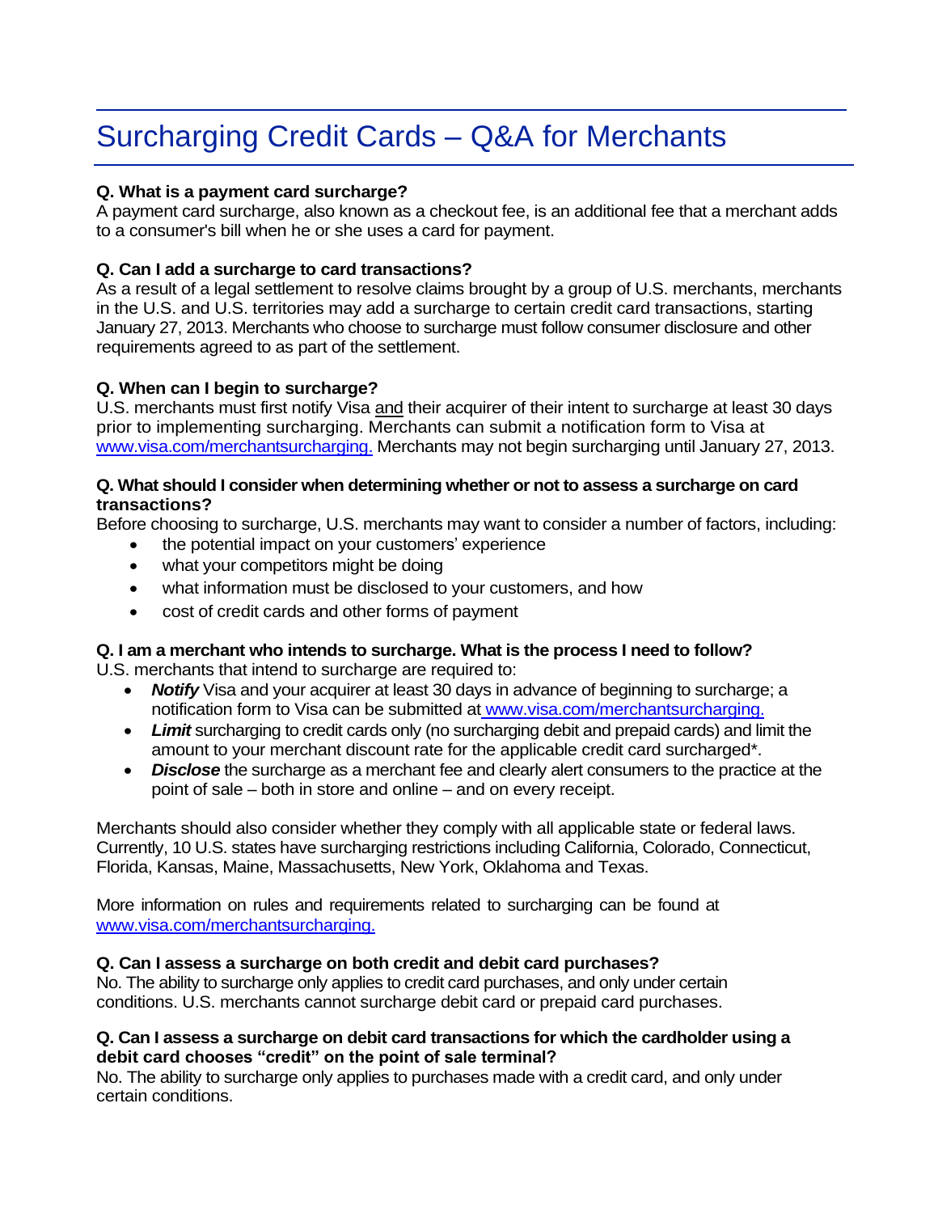# Surcharging Credit Cards – Q&A for Merchants

**Q. What is a payment card surcharge?**
A payment card surcharge, also known as a checkout fee, is an additional fee that a merchant adds to a consumer's bill when he or she uses a card for payment.

**Q. Can I add a surcharge to card transactions?**
As a result of a legal settlement to resolve claims brought by a group of U.S. merchants, merchants in the U.S. and U.S. territories may add a surcharge to certain credit card transactions, starting January 27, 2013. Merchants who choose to surcharge must follow consumer disclosure and other requirements agreed to as part of the settlement.

**Q. When can I begin to surcharge?**
U.S. merchants must first notify Visa and their acquirer of their intent to surcharge at least 30 days prior to implementing surcharging. Merchants can submit a notification form to Visa at www.visa.com/merchantsurcharging. Merchants may not begin surcharging until January 27, 2013.

**Q. What should I consider when determining whether or not to assess a surcharge on card transactions?**
Before choosing to surcharge, U.S. merchants may want to consider a number of factors, including:

- the potential impact on your customers' experience
- what your competitors might be doing
- what information must be disclosed to your customers, and how
- cost of credit cards and other forms of payment

**Q. I am a merchant who intends to surcharge. What is the process I need to follow?**
U.S. merchants that intend to surcharge are required to:

- ***Notify*** Visa and your acquirer at least 30 days in advance of beginning to surcharge; a notification form to Visa can be submitted at www.visa.com/merchantsurcharging.
- ***Limit*** surcharging to credit cards only (no surcharging debit and prepaid cards) and limit the amount to your merchant discount rate for the applicable credit card surcharged*.
- ***Disclose*** the surcharge as a merchant fee and clearly alert consumers to the practice at the point of sale – both in store and online – and on every receipt.

Merchants should also consider whether they comply with all applicable state or federal laws. Currently, 10 U.S. states have surcharging restrictions including California, Colorado, Connecticut, Florida, Kansas, Maine, Massachusetts, New York, Oklahoma and Texas.

More information on rules and requirements related to surcharging can be found at www.visa.com/merchantsurcharging.

**Q. Can I assess a surcharge on both credit and debit card purchases?**
No. The ability to surcharge only applies to credit card purchases, and only under certain conditions. U.S. merchants cannot surcharge debit card or prepaid card purchases.

**Q. Can I assess a surcharge on debit card transactions for which the cardholder using a debit card chooses "credit" on the point of sale terminal?**
No. The ability to surcharge only applies to purchases made with a credit card, and only under certain conditions.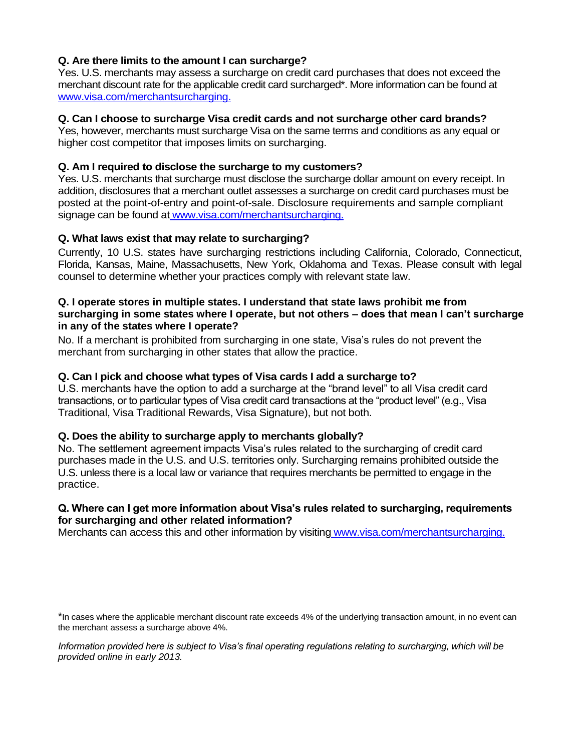**Q. Are there limits to the amount I can surcharge?**
Yes. U.S. merchants may assess a surcharge on credit card purchases that does not exceed the merchant discount rate for the applicable credit card surcharged*. More information can be found at www.visa.com/merchantsurcharging.

**Q. Can I choose to surcharge Visa credit cards and not surcharge other card brands?**
Yes, however, merchants must surcharge Visa on the same terms and conditions as any equal or higher cost competitor that imposes limits on surcharging.

**Q. Am I required to disclose the surcharge to my customers?**
Yes. U.S. merchants that surcharge must disclose the surcharge dollar amount on every receipt. In addition, disclosures that a merchant outlet assesses a surcharge on credit card purchases must be posted at the point-of-entry and point-of-sale. Disclosure requirements and sample compliant signage can be found at www.visa.com/merchantsurcharging.

**Q. What laws exist that may relate to surcharging?**
Currently, 10 U.S. states have surcharging restrictions including California, Colorado, Connecticut, Florida, Kansas, Maine, Massachusetts, New York, Oklahoma and Texas. Please consult with legal counsel to determine whether your practices comply with relevant state law.

**Q. I operate stores in multiple states. I understand that state laws prohibit me from surcharging in some states where I operate, but not others – does that mean I can't surcharge in any of the states where I operate?**
No. If a merchant is prohibited from surcharging in one state, Visa's rules do not prevent the merchant from surcharging in other states that allow the practice.

**Q. Can I pick and choose what types of Visa cards I add a surcharge to?**
U.S. merchants have the option to add a surcharge at the "brand level" to all Visa credit card transactions, or to particular types of Visa credit card transactions at the "product level" (e.g., Visa Traditional, Visa Traditional Rewards, Visa Signature), but not both.

**Q. Does the ability to surcharge apply to merchants globally?**
No. The settlement agreement impacts Visa's rules related to the surcharging of credit card purchases made in the U.S. and U.S. territories only. Surcharging remains prohibited outside the U.S. unless there is a local law or variance that requires merchants be permitted to engage in the practice.

**Q. Where can I get more information about Visa's rules related to surcharging, requirements for surcharging and other related information?**
Merchants can access this and other information by visiting www.visa.com/merchantsurcharging.

*In cases where the applicable merchant discount rate exceeds 4% of the underlying transaction amount, in no event can the merchant assess a surcharge above 4%.

*Information provided here is subject to Visa's final operating regulations relating to surcharging, which will be provided online in early 2013.*